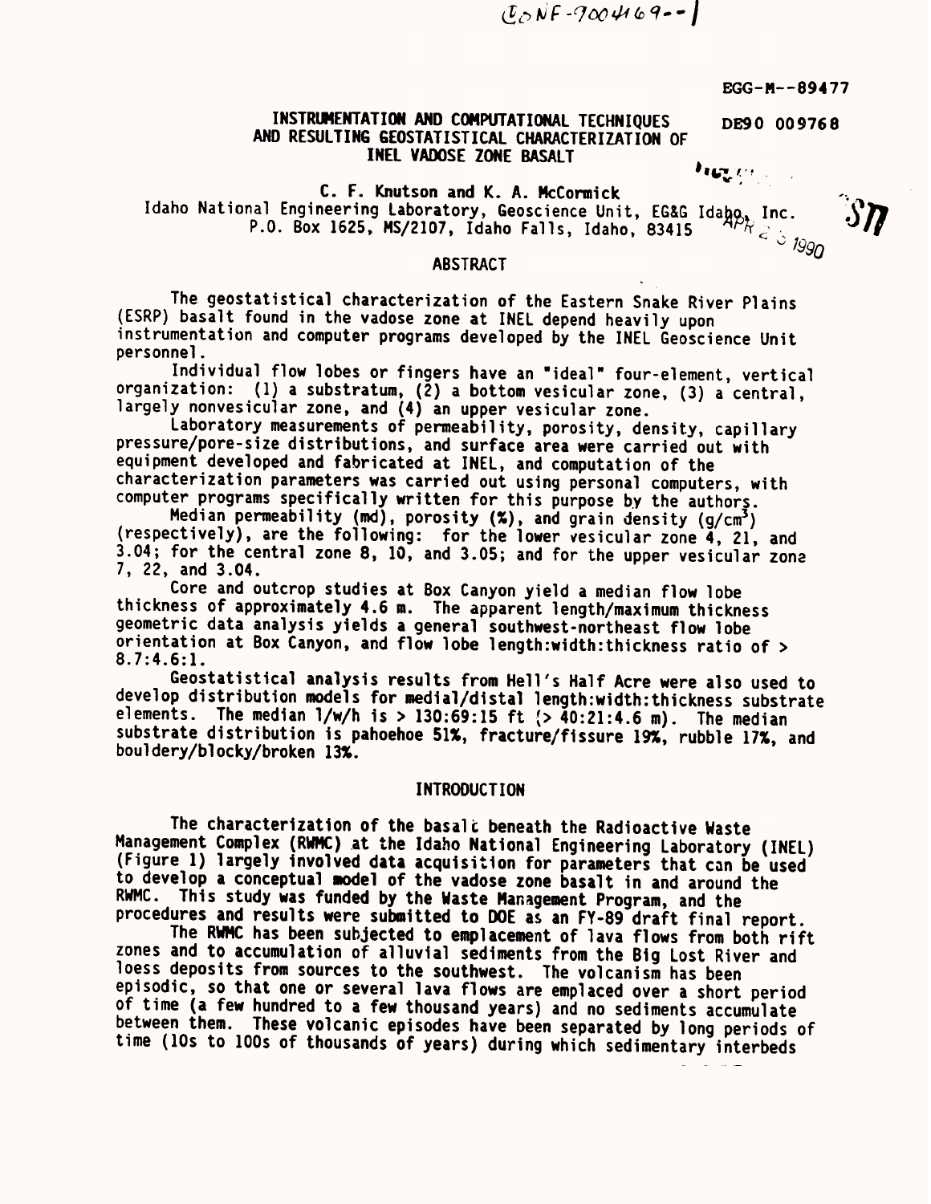CONF-9004169--1

EGG-M--89477

DE90 009768

# INSTRUMENTATION AND COMPUTATIONAL TECHNIQUES AND RESULTING GEOSTATISTICAL CHARACTERIZATION OF INEL VADOSE ZONE BASALT

**C. F. Knutson and K. A. McCormick**
Idaho National Engineering Laboratory, Geoscience Unit, EG&G Idaho, Inc.
P.O. Box 1625, MS/2107, Idaho Falls, Idaho, 83415

APR 2 3 1990

## ABSTRACT

The geostatistical characterization of the Eastern Snake River Plains (ESRP) basalt found in the vadose zone at INEL depend heavily upon instrumentation and computer programs developed by the INEL Geoscience Unit personnel.

Individual flow lobes or fingers have an "ideal" four-element, vertical organization: (1) a substratum, (2) a bottom vesicular zone, (3) a central, largely nonvesicular zone, and (4) an upper vesicular zone.

Laboratory measurements of permeability, porosity, density, capillary pressure/pore-size distributions, and surface area were carried out with equipment developed and fabricated at INEL, and computation of the characterization parameters was carried out using personal computers, with computer programs specifically written for this purpose by the authors.

Median permeability (md), porosity (%), and grain density (g/cm$^3$) (respectively), are the following: for the lower vesicular zone 4, 21, and 3.04; for the central zone 8, 10, and 3.05; and for the upper vesicular zone 7, 22, and 3.04.

Core and outcrop studies at Box Canyon yield a median flow lobe thickness of approximately 4.6 m. The apparent length/maximum thickness geometric data analysis yields a general southwest-northeast flow lobe orientation at Box Canyon, and flow lobe length:width:thickness ratio of > 8.7:4.6:1.

Geostatistical analysis results from Hell's Half Acre were also used to develop distribution models for medial/distal length:width:thickness substrate elements. The median l/w/h is > 130:69:15 ft (> 40:21:4.6 m). The median substrate distribution is pahoehoe 51%, fracture/fissure 19%, rubble 17%, and bouldery/blocky/broken 13%.

## INTRODUCTION

The characterization of the basalt beneath the Radioactive Waste Management Complex (RWMC) at the Idaho National Engineering Laboratory (INEL) (Figure 1) largely involved data acquisition for parameters that can be used to develop a conceptual model of the vadose zone basalt in and around the RWMC. This study was funded by the Waste Management Program, and the procedures and results were submitted to DOE as an FY-89 draft final report.

The RWMC has been subjected to emplacement of lava flows from both rift zones and to accumulation of alluvial sediments from the Big Lost River and loess deposits from sources to the southwest. The volcanism has been episodic, so that one or several lava flows are emplaced over a short period of time (a few hundred to a few thousand years) and no sediments accumulate between them. These volcanic episodes have been separated by long periods of time (10s to 100s of thousands of years) during which sedimentary interbeds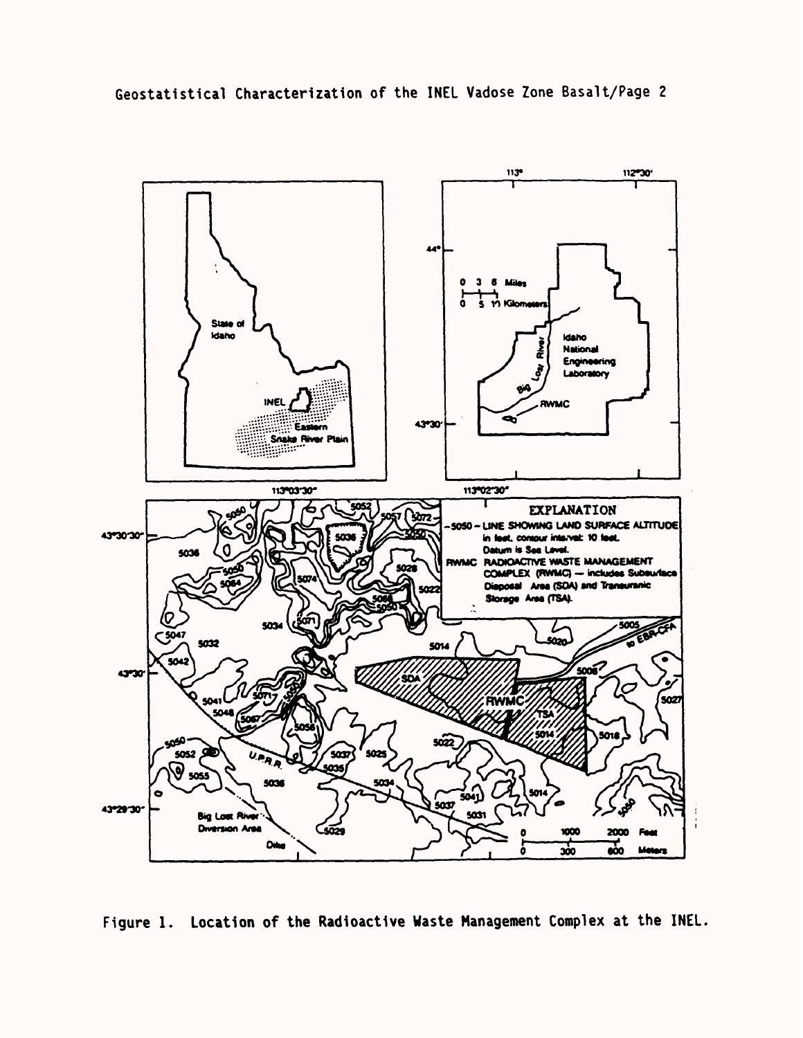Figure 1. Location of the Radioactive Waste Management Complex at the INEL.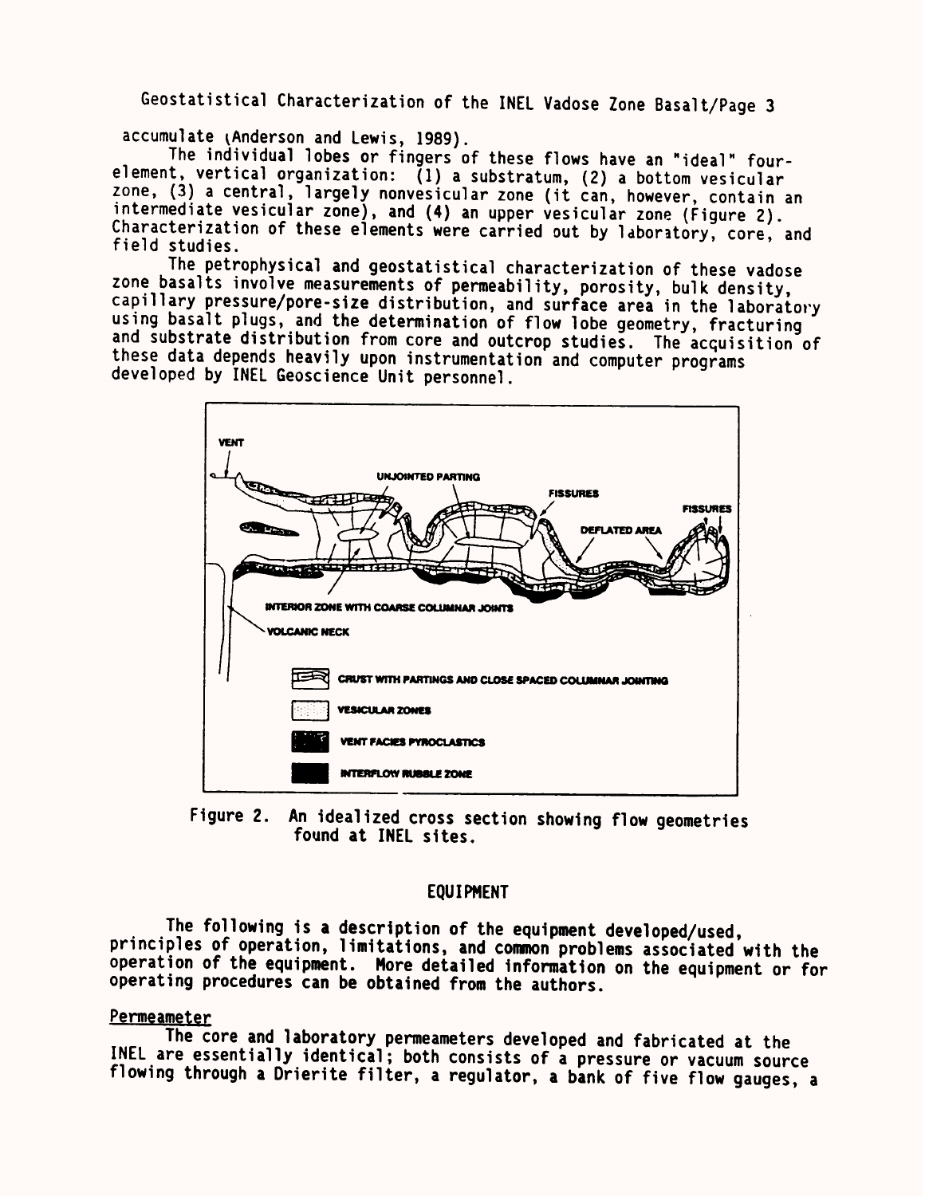accumulate (Anderson and Lewis, 1989).

The individual lobes or fingers of these flows have an "ideal" four-element, vertical organization: (1) a substratum, (2) a bottom vesicular zone, (3) a central, largely nonvesicular zone (it can, however, contain an intermediate vesicular zone), and (4) an upper vesicular zone (Figure 2). Characterization of these elements were carried out by laboratory, core, and field studies.

The petrophysical and geostatistical characterization of these vadose zone basalts involve measurements of permeability, porosity, bulk density, capillary pressure/pore-size distribution, and surface area in the laboratory using basalt plugs, and the determination of flow lobe geometry, fracturing and substrate distribution from core and outcrop studies. The acquisition of these data depends heavily upon instrumentation and computer programs developed by INEL Geoscience Unit personnel.

Figure 2. An idealized cross section showing flow geometries found at INEL sites.

## EQUIPMENT

The following is a description of the equipment developed/used, principles of operation, limitations, and common problems associated with the operation of the equipment. More detailed information on the equipment or for operating procedures can be obtained from the authors.

### Permeameter

The core and laboratory permeameters developed and fabricated at the INEL are essentially identical; both consists of a pressure or vacuum source flowing through a Drierite filter, a regulator, a bank of five flow gauges, a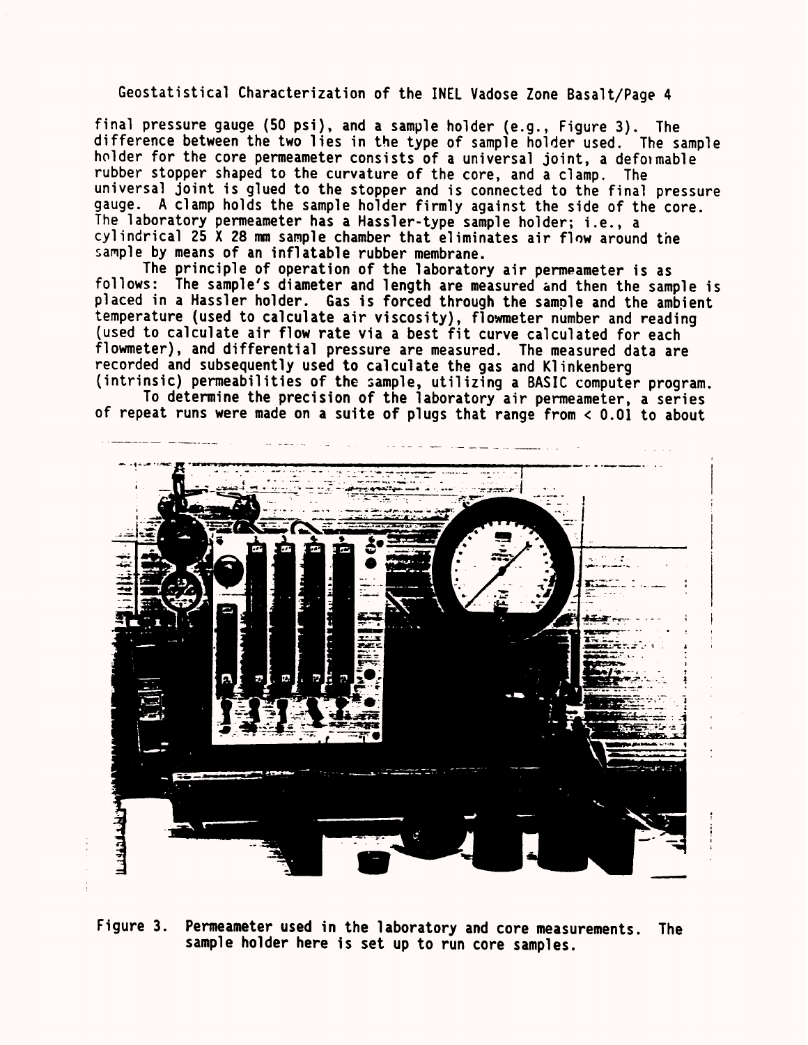final pressure gauge (50 psi), and a sample holder (e.g., Figure 3). The difference between the two lies in the type of sample holder used. The sample holder for the core permeameter consists of a universal joint, a deformable rubber stopper shaped to the curvature of the core, and a clamp. The universal joint is glued to the stopper and is connected to the final pressure gauge. A clamp holds the sample holder firmly against the side of the core. The laboratory permeameter has a Hassler-type sample holder; i.e., a cylindrical 25 X 28 mm sample chamber that eliminates air flow around the sample by means of an inflatable rubber membrane.

The principle of operation of the laboratory air permeameter is as follows: The sample's diameter and length are measured and then the sample is placed in a Hassler holder. Gas is forced through the sample and the ambient temperature (used to calculate air viscosity), flowmeter number and reading (used to calculate air flow rate via a best fit curve calculated for each flowmeter), and differential pressure are measured. The measured data are recorded and subsequently used to calculate the gas and Klinkenberg (intrinsic) permeabilities of the sample, utilizing a BASIC computer program.

To determine the precision of the laboratory air permeameter, a series of repeat runs were made on a suite of plugs that range from < 0.01 to about

Figure 3. Permeameter used in the laboratory and core measurements. The sample holder here is set up to run core samples.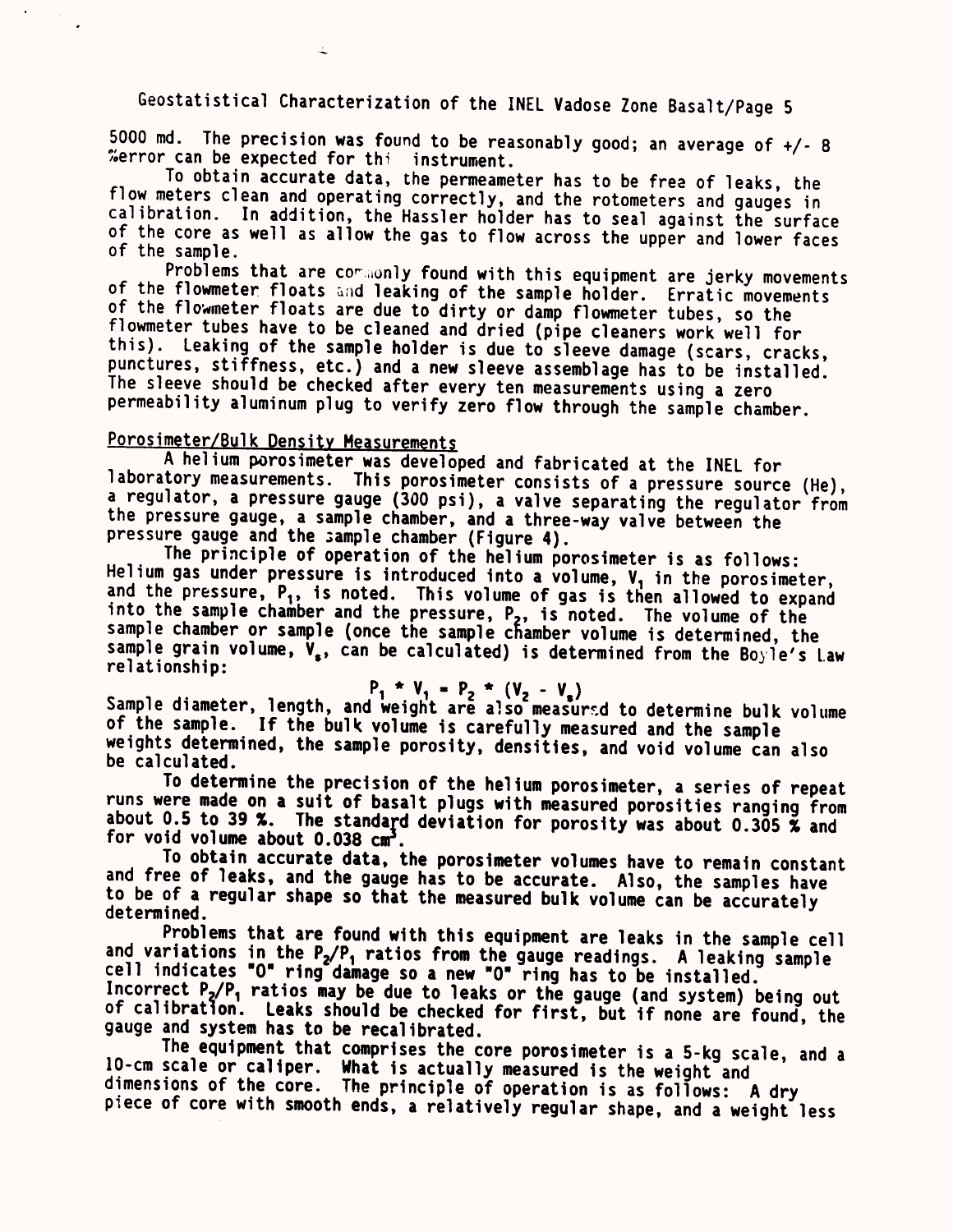5000 md. The precision was found to be reasonably good; an average of +/- 8 %error can be expected for thi instrument.

To obtain accurate data, the permeameter has to be free of leaks, the flow meters clean and operating correctly, and the rotometers and gauges in calibration. In addition, the Hassler holder has to seal against the surface of the core as well as allow the gas to flow across the upper and lower faces of the sample.

Problems that are commonly found with this equipment are jerky movements of the flowmeter floats and leaking of the sample holder. Erratic movements of the flowmeter floats are due to dirty or damp flowmeter tubes, so the flowmeter tubes have to be cleaned and dried (pipe cleaners work well for this). Leaking of the sample holder is due to sleeve damage (scars, cracks, punctures, stiffness, etc.) and a new sleeve assemblage has to be installed. The sleeve should be checked after every ten measurements using a zero permeability aluminum plug to verify zero flow through the sample chamber.

## Porosimeter/Bulk Density Measurements

A helium porosimeter was developed and fabricated at the INEL for laboratory measurements. This porosimeter consists of a pressure source (He), a regulator, a pressure gauge (300 psi), a valve separating the regulator from the pressure gauge, a sample chamber, and a three-way valve between the pressure gauge and the sample chamber (Figure 4).

The principle of operation of the helium porosimeter is as follows: Helium gas under pressure is introduced into a volume, $V_1$ in the porosimeter, and the pressure, $P_1$, is noted. This volume of gas is then allowed to expand into the sample chamber and the pressure, $P_2$, is noted. The volume of the sample chamber or sample (once the sample chamber volume is determined, the sample grain volume, $V_s$, can be calculated) is determined from the Boyle's Law relationship:

$$P_1 * V_1 = P_2 * (V_2 - V_s)$$

Sample diameter, length, and weight are also measured to determine bulk volume of the sample. If the bulk volume is carefully measured and the sample weights determined, the sample porosity, densities, and void volume can also be calculated.

To determine the precision of the helium porosimeter, a series of repeat runs were made on a suit of basalt plugs with measured porosities ranging from about 0.5 to 39 %. The standard deviation for porosity was about 0.305 % and for void volume about 0.038 $cm^3$.

To obtain accurate data, the porosimeter volumes have to remain constant and free of leaks, and the gauge has to be accurate. Also, the samples have to be of a regular shape so that the measured bulk volume can be accurately determined.

Problems that are found with this equipment are leaks in the sample cell and variations in the $P_2/P_1$ ratios from the gauge readings. A leaking sample cell indicates "O" ring damage so a new "O" ring has to be installed. Incorrect $P_2/P_1$ ratios may be due to leaks or the gauge (and system) being out of calibration. Leaks should be checked for first, but if none are found, the gauge and system has to be recalibrated.

The equipment that comprises the core porosimeter is a 5-kg scale, and a 10-cm scale or caliper. What is actually measured is the weight and dimensions of the core. The principle of operation is as follows: A dry piece of core with smooth ends, a relatively regular shape, and a weight less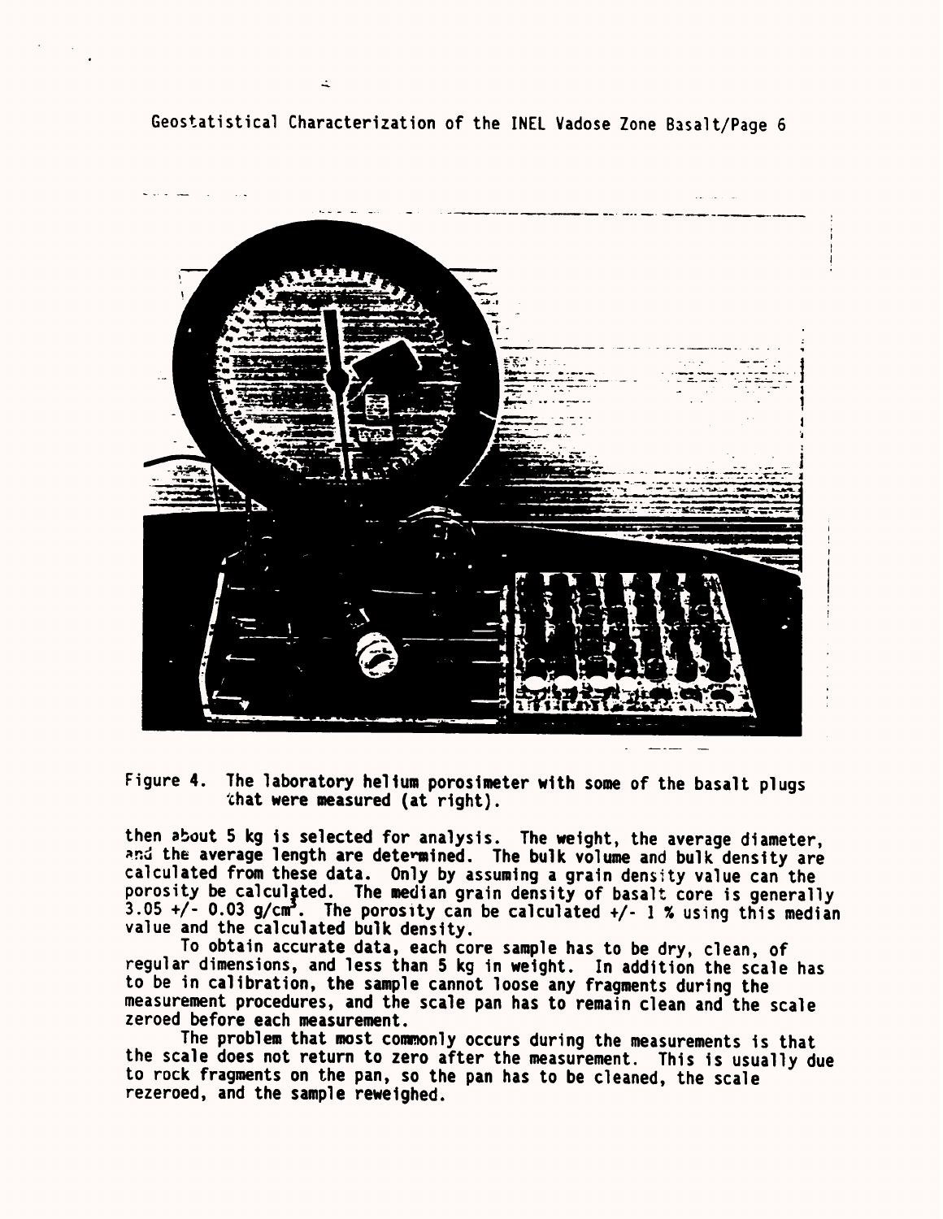Figure 4. The laboratory helium porosimeter with some of the basalt plugs that were measured (at right).

then about 5 kg is selected for analysis. The weight, the average diameter, and the average length are determined. The bulk volume and bulk density are calculated from these data. Only by assuming a grain density value can the porosity be calculated. The median grain density of basalt core is generally 3.05 +/- 0.03 g/cm$^3$. The porosity can be calculated +/- 1 % using this median value and the calculated bulk density.

To obtain accurate data, each core sample has to be dry, clean, of regular dimensions, and less than 5 kg in weight. In addition the scale has to be in calibration, the sample cannot loose any fragments during the measurement procedures, and the scale pan has to remain clean and the scale zeroed before each measurement.

The problem that most commonly occurs during the measurements is that the scale does not return to zero after the measurement. This is usually due to rock fragments on the pan, so the pan has to be cleaned, the scale rezeroed, and the sample reweighed.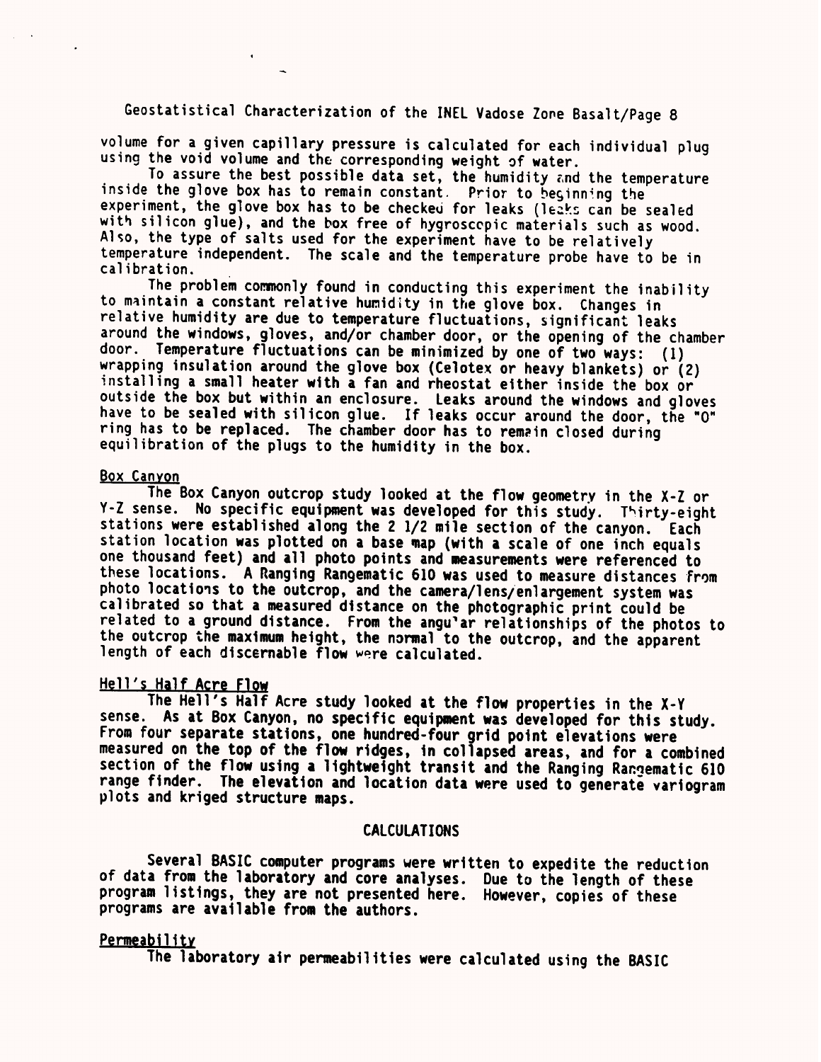volume for a given capillary pressure is calculated for each individual plug using the void volume and the corresponding weight of water.

To assure the best possible data set, the humidity and the temperature inside the glove box has to remain constant. Prior to beginning the experiment, the glove box has to be checked for leaks (leaks can be sealed with silicon glue), and the box free of hygroscopic materials such as wood. Also, the type of salts used for the experiment have to be relatively temperature independent. The scale and the temperature probe have to be in calibration.

The problem commonly found in conducting this experiment the inability to maintain a constant relative humidity in the glove box. Changes in relative humidity are due to temperature fluctuations, significant leaks around the windows, gloves, and/or chamber door, or the opening of the chamber door. Temperature fluctuations can be minimized by one of two ways: (1) wrapping insulation around the glove box (Celotex or heavy blankets) or (2) installing a small heater with a fan and rheostat either inside the box or outside the box but within an enclosure. Leaks around the windows and gloves have to be sealed with silicon glue. If leaks occur around the door, the "O" ring has to be replaced. The chamber door has to remain closed during equilibration of the plugs to the humidity in the box.

## Box Canyon

The Box Canyon outcrop study looked at the flow geometry in the X-Z or Y-Z sense. No specific equipment was developed for this study. Thirty-eight stations were established along the 2 1/2 mile section of the canyon. Each station location was plotted on a base map (with a scale of one inch equals one thousand feet) and all photo points and measurements were referenced to these locations. A Ranging Rangematic 610 was used to measure distances from photo locations to the outcrop, and the camera/lens/enlargement system was calibrated so that a measured distance on the photographic print could be related to a ground distance. From the angular relationships of the photos to the outcrop the maximum height, the normal to the outcrop, and the apparent length of each discernable flow were calculated.

## Hell's Half Acre Flow

The Hell's Half Acre study looked at the flow properties in the X-Y sense. As at Box Canyon, no specific equipment was developed for this study. From four separate stations, one hundred-four grid point elevations were measured on the top of the flow ridges, in collapsed areas, and for a combined section of the flow using a lightweight transit and the Ranging Rangematic 610 range finder. The elevation and location data were used to generate variogram plots and kriged structure maps.

# CALCULATIONS

Several BASIC computer programs were written to expedite the reduction of data from the laboratory and core analyses. Due to the length of these program listings, they are not presented here. However, copies of these programs are available from the authors.

## Permeability

The laboratory air permeabilities were calculated using the BASIC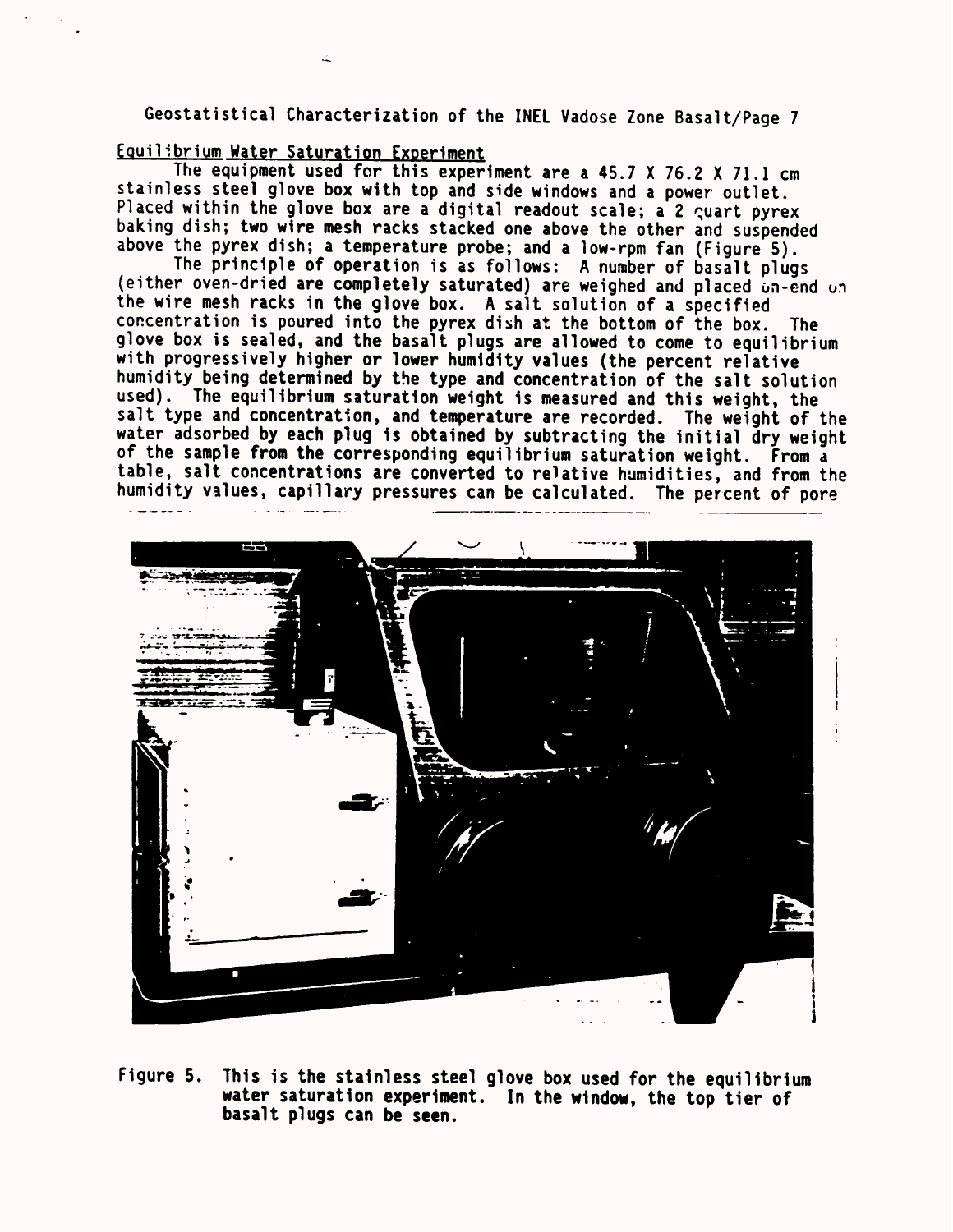## Equilibrium Water Saturation Experiment

The equipment used for this experiment are a 45.7 X 76.2 X 71.1 cm stainless steel glove box with top and side windows and a power outlet. Placed within the glove box are a digital readout scale; a 2 quart pyrex baking dish; two wire mesh racks stacked one above the other and suspended above the pyrex dish; a temperature probe; and a low-rpm fan (Figure 5).

The principle of operation is as follows: A number of basalt plugs (either oven-dried are completely saturated) are weighed and placed on-end on the wire mesh racks in the glove box. A salt solution of a specified concentration is poured into the pyrex dish at the bottom of the box. The glove box is sealed, and the basalt plugs are allowed to come to equilibrium with progressively higher or lower humidity values (the percent relative humidity being determined by the type and concentration of the salt solution used). The equilibrium saturation weight is measured and this weight, the salt type and concentration, and temperature are recorded. The weight of the water adsorbed by each plug is obtained by subtracting the initial dry weight of the sample from the corresponding equilibrium saturation weight. From a table, salt concentrations are converted to relative humidities, and from the humidity values, capillary pressures can be calculated. The percent of pore

Figure 5. This is the stainless steel glove box used for the equilibrium water saturation experiment. In the window, the top tier of basalt plugs can be seen.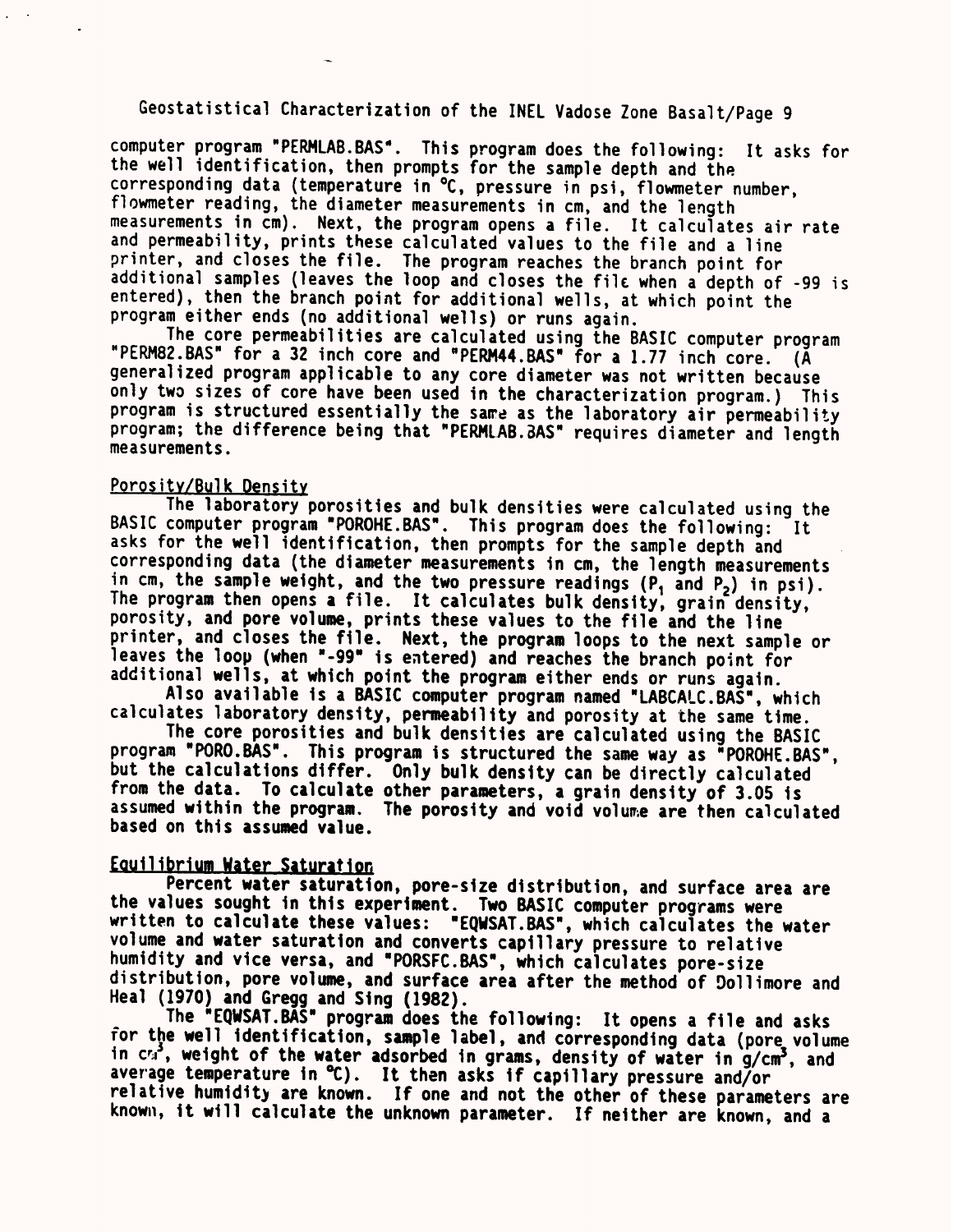computer program "PERMLAB.BAS". This program does the following: It asks for the well identification, then prompts for the sample depth and the corresponding data (temperature in °C, pressure in psi, flowmeter number, flowmeter reading, the diameter measurements in cm, and the length measurements in cm). Next, the program opens a file. It calculates air rate and permeability, prints these calculated values to the file and a line printer, and closes the file. The program reaches the branch point for additional samples (leaves the loop and closes the file when a depth of -99 is entered), then the branch point for additional wells, at which point the program either ends (no additional wells) or runs again.

The core permeabilities are calculated using the BASIC computer program "PERM82.BAS" for a 32 inch core and "PERM44.BAS" for a 1.77 inch core. (A generalized program applicable to any core diameter was not written because only two sizes of core have been used in the characterization program.) This program is structured essentially the same as the laboratory air permeability program; the difference being that "PERMLAB.BAS" requires diameter and length measurements.

## Porosity/Bulk Density

The laboratory porosities and bulk densities were calculated using the BASIC computer program "POROHE.BAS". This program does the following: It asks for the well identification, then prompts for the sample depth and corresponding data (the diameter measurements in cm, the length measurements in cm, the sample weight, and the two pressure readings ($P_1$ and $P_2$) in psi). The program then opens a file. It calculates bulk density, grain density, porosity, and pore volume, prints these values to the file and the line printer, and closes the file. Next, the program loops to the next sample or leaves the loop (when "-99" is entered) and reaches the branch point for additional wells, at which point the program either ends or runs again.

Also available is a BASIC computer program named "LABCALC.BAS", which calculates laboratory density, permeability and porosity at the same time.

The core porosities and bulk densities are calculated using the BASIC program "PORO.BAS". This program is structured the same way as "POROHE.BAS", but the calculations differ. Only bulk density can be directly calculated from the data. To calculate other parameters, a grain density of 3.05 is assumed within the program. The porosity and void volume are then calculated based on this assumed value.

## Equilibrium Water Saturation

Percent water saturation, pore-size distribution, and surface area are the values sought in this experiment. Two BASIC computer programs were written to calculate these values: "EQWSAT.BAS", which calculates the water volume and water saturation and converts capillary pressure to relative humidity and vice versa, and "PORSFC.BAS", which calculates pore-size distribution, pore volume, and surface area after the method of Dollimore and Heal (1970) and Gregg and Sing (1982).

The "EQWSAT.BAS" program does the following: It opens a file and asks for the well identification, sample label, and corresponding data (pore volume in $cm^3$, weight of the water adsorbed in grams, density of water in $g/cm^3$, and average temperature in °C). It then asks if capillary pressure and/or relative humidity are known. If one and not the other of these parameters are known, it will calculate the unknown parameter. If neither are known, and a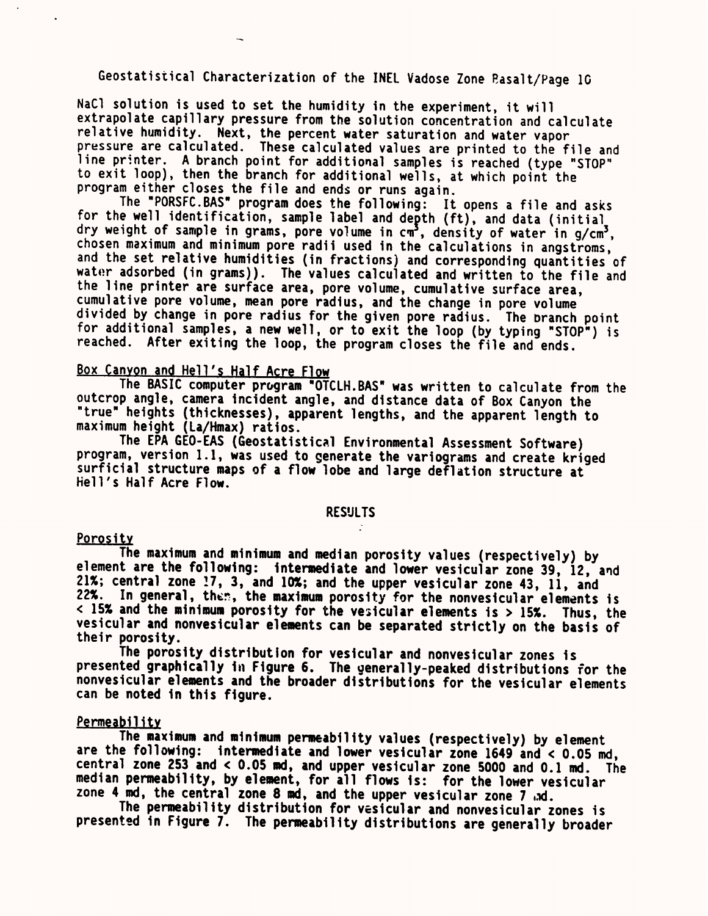NaCl solution is used to set the humidity in the experiment, it will extrapolate capillary pressure from the solution concentration and calculate relative humidity. Next, the percent water saturation and water vapor pressure are calculated. These calculated values are printed to the file and line printer. A branch point for additional samples is reached (type "STOP" to exit loop), then the branch for additional wells, at which point the program either closes the file and ends or runs again.

The "PORSFC.BAS" program does the following: It opens a file and asks for the well identification, sample label and depth (ft), and data (initial dry weight of sample in grams, pore volume in $cm^3$, density of water in $g/cm^3$, chosen maximum and minimum pore radii used in the calculations in angstroms, and the set relative humidities (in fractions) and corresponding quantities of water adsorbed (in grams)). The values calculated and written to the file and the line printer are surface area, pore volume, cumulative surface area, cumulative pore volume, mean pore radius, and the change in pore volume divided by change in pore radius for the given pore radius. The branch point for additional samples, a new well, or to exit the loop (by typing "STOP") is reached. After exiting the loop, the program closes the file and ends.

## Box Canyon and Hell's Half Acre Flow

The BASIC computer program "OTCLH.BAS" was written to calculate from the outcrop angle, camera incident angle, and distance data of Box Canyon the "true" heights (thicknesses), apparent lengths, and the apparent length to maximum height (La/Hmax) ratios.

The EPA GEO-EAS (Geostatistical Environmental Assessment Software) program, version 1.1, was used to generate the variograms and create kriged surficial structure maps of a flow lobe and large deflation structure at Hell's Half Acre Flow.

# RESULTS

## Porosity

The maximum and minimum and median porosity values (respectively) by element are the following: intermediate and lower vesicular zone 39, 12, and 21%; central zone 17, 3, and 10%; and the upper vesicular zone 43, 11, and 22%. In general, then, the maximum porosity for the nonvesicular elements is < 15% and the minimum porosity for the vesicular elements is > 15%. Thus, the vesicular and nonvesicular elements can be separated strictly on the basis of their porosity.

The porosity distribution for vesicular and nonvesicular zones is presented graphically in Figure 6. The generally-peaked distributions for the nonvesicular elements and the broader distributions for the vesicular elements can be noted in this figure.

## Permeability

The maximum and minimum permeability values (respectively) by element are the following: intermediate and lower vesicular zone 1649 and < 0.05 md, central zone 253 and < 0.05 md, and upper vesicular zone 5000 and 0.1 md. The median permeability, by element, for all flows is: for the lower vesicular zone 4 md, the central zone 8 md, and the upper vesicular zone 7 md.

The permeability distribution for vesicular and nonvesicular zones is presented in Figure 7. The permeability distributions are generally broader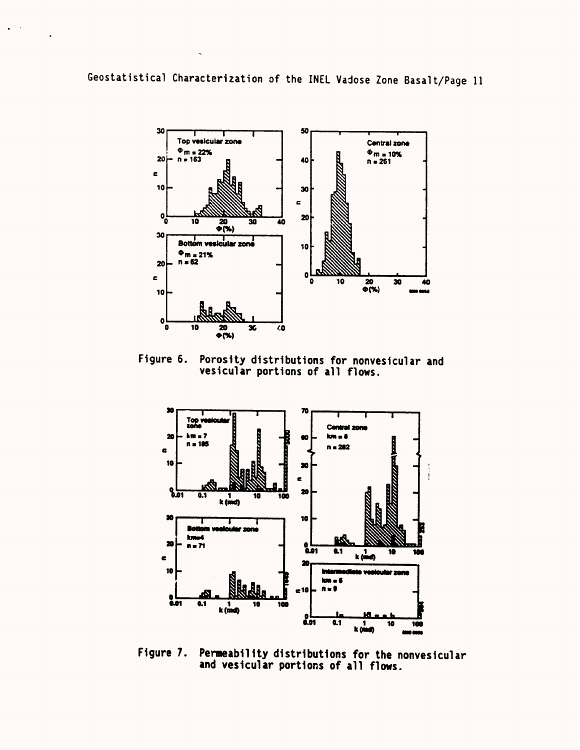Figure 6. Porosity distributions for nonvesicular and vesicular portions of all flows.

Figure 7. Permeability distributions for the nonvesicular and vesicular portions of all flows.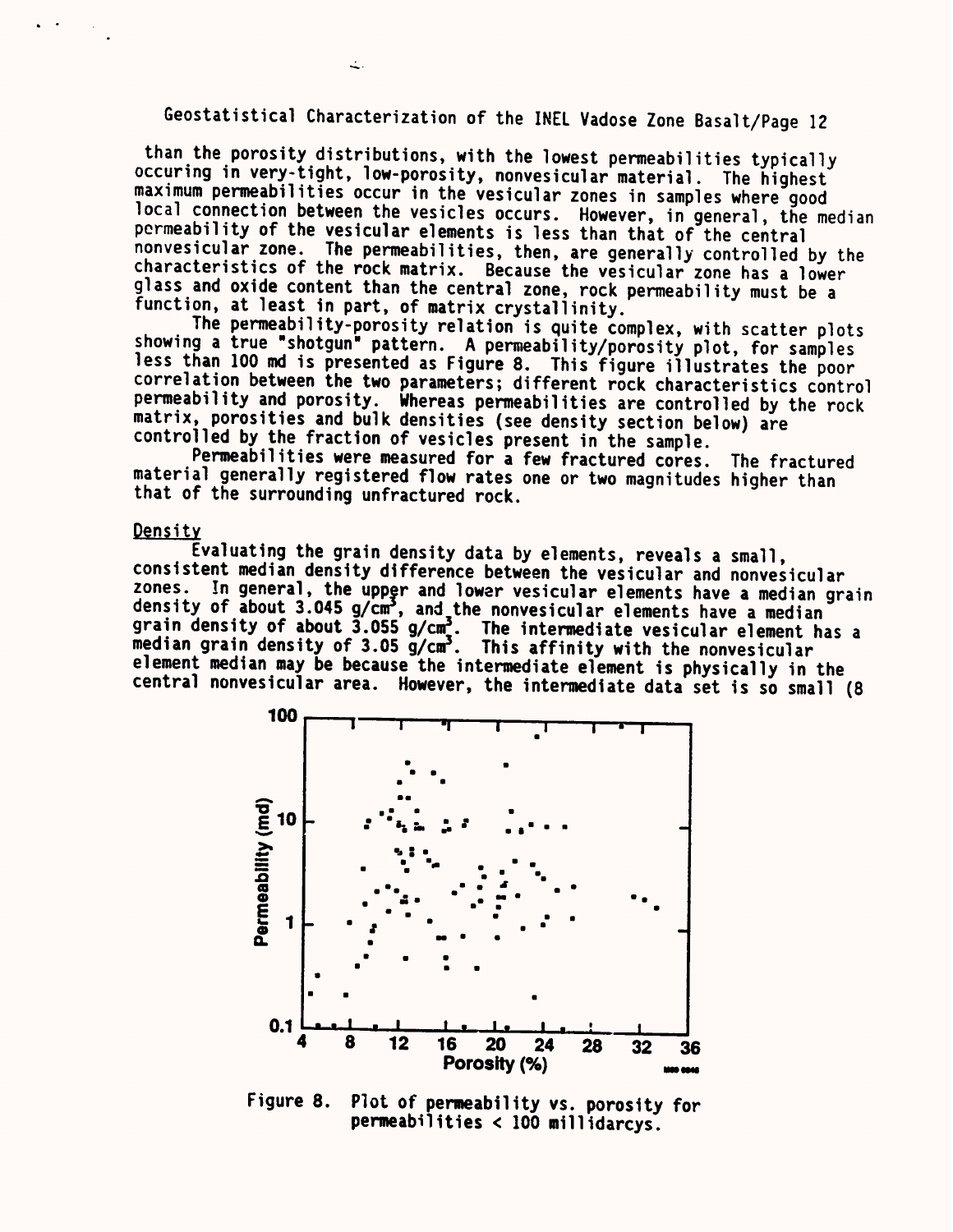than the porosity distributions, with the lowest permeabilities typically occuring in very-tight, low-porosity, nonvesicular material. The highest maximum permeabilities occur in the vesicular zones in samples where good local connection between the vesicles occurs. However, in general, the median permeability of the vesicular elements is less than that of the central nonvesicular zone. The permeabilities, then, are generally controlled by the characteristics of the rock matrix. Because the vesicular zone has a lower glass and oxide content than the central zone, rock permeability must be a function, at least in part, of matrix crystallinity.

The permeability-porosity relation is quite complex, with scatter plots showing a true "shotgun" pattern. A permeability/porosity plot, for samples less than 100 md is presented as Figure 8. This figure illustrates the poor correlation between the two parameters; different rock characteristics control permeability and porosity. Whereas permeabilities are controlled by the rock matrix, porosities and bulk densities (see density section below) are controlled by the fraction of vesicles present in the sample.

Permeabilities were measured for a few fractured cores. The fractured material generally registered flow rates one or two magnitudes higher than that of the surrounding unfractured rock.

## Density

Evaluating the grain density data by elements, reveals a small, consistent median density difference between the vesicular and nonvesicular zones. In general, the upper and lower vesicular elements have a median grain density of about 3.045 g/cm$^3$, and the nonvesicular elements have a median grain density of about 3.055 g/cm$^3$. The intermediate vesicular element has a median grain density of 3.05 g/cm$^3$. This affinity with the nonvesicular element median may be because the intermediate element is physically in the central nonvesicular area. However, the intermediate data set is so small (8

Figure 8. Plot of permeability vs. porosity for permeabilities < 100 millidarcys.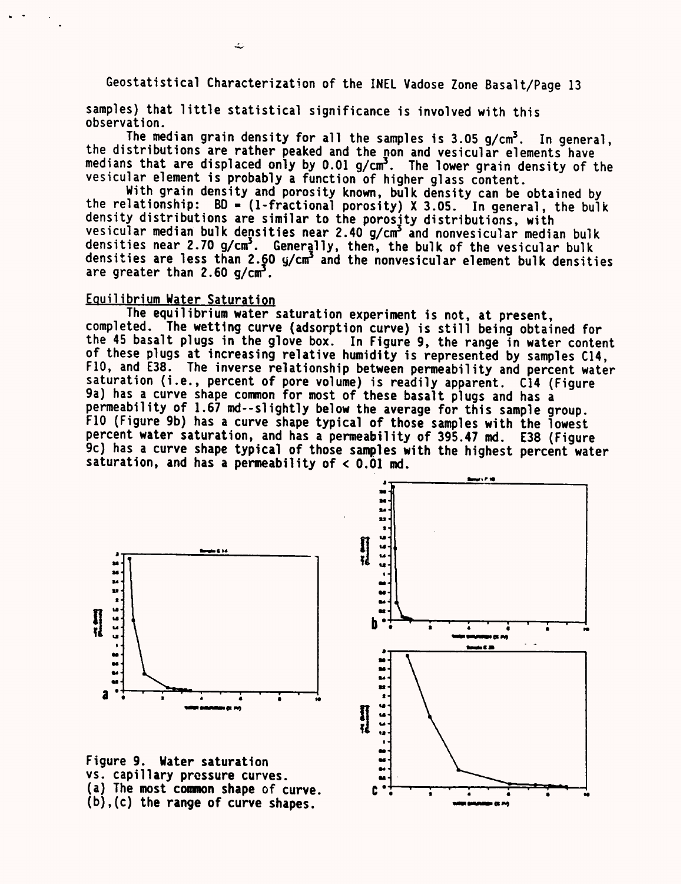samples) that little statistical significance is involved with this observation.

The median grain density for all the samples is 3.05 g/cm$^3$. In general, the distributions are rather peaked and the non and vesicular elements have medians that are displaced only by 0.01 g/cm$^3$. The lower grain density of the vesicular element is probably a function of higher glass content.

With grain density and porosity known, bulk density can be obtained by the relationship: BD = (1-fractional porosity) X 3.05. In general, the bulk density distributions are similar to the porosity distributions, with vesicular median bulk densities near 2.40 g/cm$^3$ and nonvesicular median bulk densities near 2.70 g/cm$^3$. Generally, then, the bulk of the vesicular bulk densities are less than 2.60 g/cm$^3$ and the nonvesicular element bulk densities are greater than 2.60 g/cm$^3$.

Equilibrium Water Saturation

The equilibrium water saturation experiment is not, at present, completed. The wetting curve (adsorption curve) is still being obtained for the 45 basalt plugs in the glove box. In Figure 9, the range in water content of these plugs at increasing relative humidity is represented by samples C14, F10, and E38. The inverse relationship between permeability and percent water saturation (i.e., percent of pore volume) is readily apparent. C14 (Figure 9a) has a curve shape common for most of these basalt plugs and has a permeability of 1.67 md--slightly below the average for this sample group. F10 (Figure 9b) has a curve shape typical of those samples with the lowest percent water saturation, and has a permeability of 395.47 md. E38 (Figure 9c) has a curve shape typical of those samples with the highest percent water saturation, and has a permeability of < 0.01 md.

Figure 9. Water saturation vs. capillary pressure curves. (a) The most common shape of curve. (b),(c) the range of curve shapes.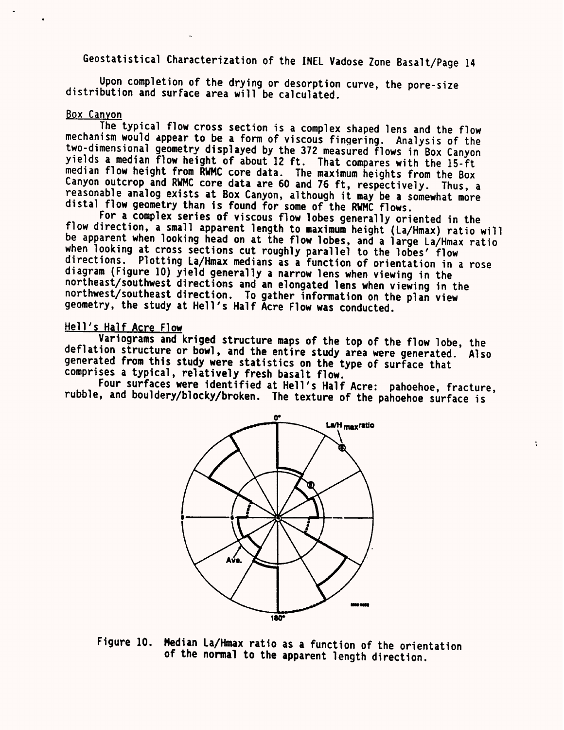Upon completion of the drying or desorption curve, the pore-size distribution and surface area will be calculated.

### Box Canyon

The typical flow cross section is a complex shaped lens and the flow mechanism would appear to be a form of viscous fingering. Analysis of the two-dimensional geometry displayed by the 372 measured flows in Box Canyon yields a median flow height of about 12 ft. That compares with the 15-ft median flow height from RWMC core data. The maximum heights from the Box Canyon outcrop and RWMC core data are 60 and 76 ft, respectively. Thus, a reasonable analog exists at Box Canyon, although it may be a somewhat more distal flow geometry than is found for some of the RWMC flows.

For a complex series of viscous flow lobes generally oriented in the flow direction, a small apparent length to maximum height ($La/Hmax$) ratio will be apparent when looking head on at the flow lobes, and a large $La/Hmax$ ratio when looking at cross sections cut roughly parallel to the lobes' flow directions. Plotting $La/Hmax$ medians as a function of orientation in a rose diagram (Figure 10) yield generally a narrow lens when viewing in the northeast/southwest directions and an elongated lens when viewing in the northwest/southeast direction. To gather information on the plan view geometry, the study at Hell's Half Acre Flow was conducted.

### Hell's Half Acre Flow

Variograms and kriged structure maps of the top of the flow lobe, the deflation structure or bowl, and the entire study area were generated. Also generated from this study were statistics on the type of surface that comprises a typical, relatively fresh basalt flow.

Four surfaces were identified at Hell's Half Acre: pahoehoe, fracture, rubble, and bouldery/blocky/broken. The texture of the pahoehoe surface is

Figure 10. Median La/Hmax ratio as a function of the orientation of the normal to the apparent length direction.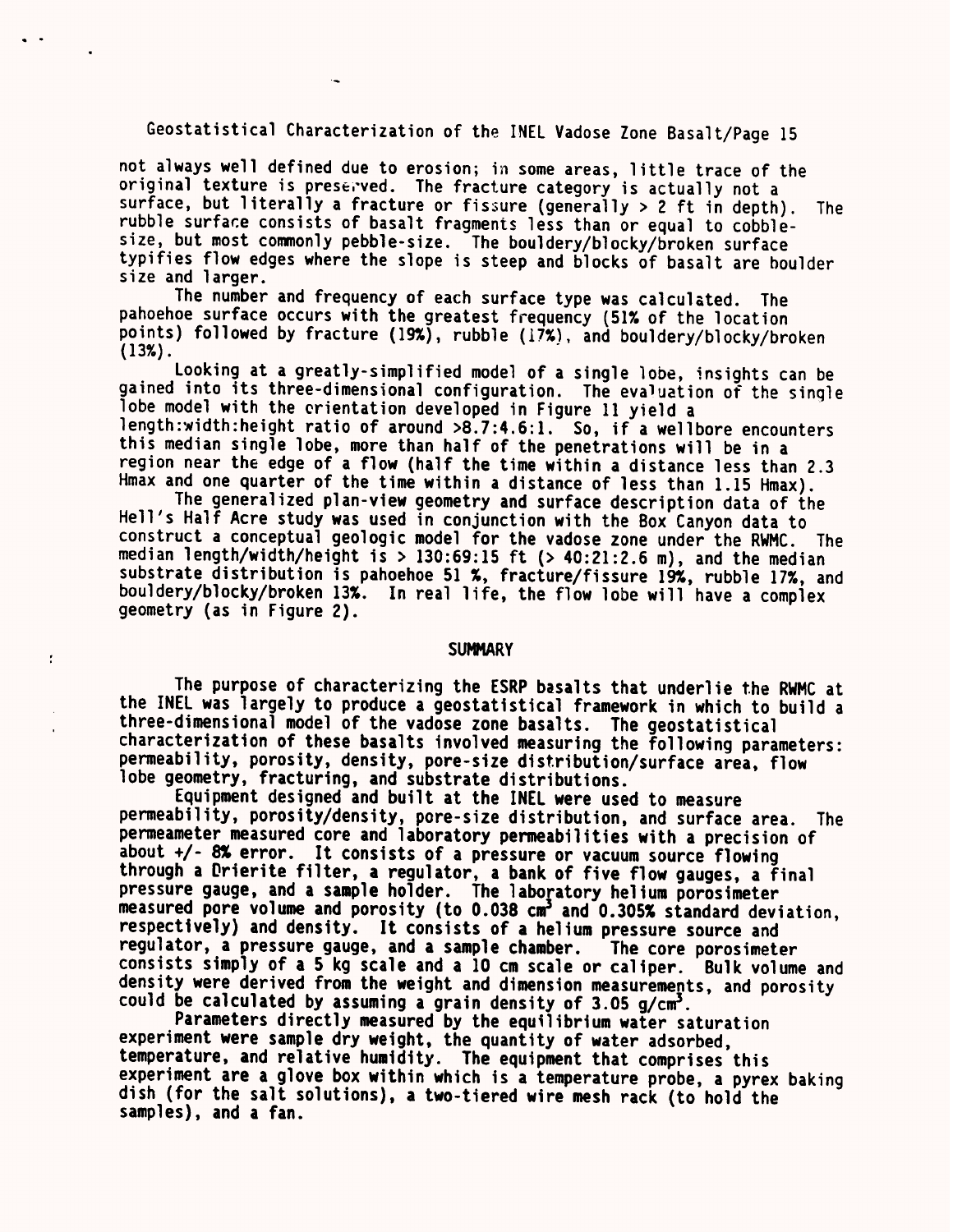not always well defined due to erosion; in some areas, little trace of the original texture is preserved. The fracture category is actually not a surface, but literally a fracture or fissure (generally > 2 ft in depth). The rubble surface consists of basalt fragments less than or equal to cobble-size, but most commonly pebble-size. The bouldery/blocky/broken surface typifies flow edges where the slope is steep and blocks of basalt are boulder size and larger.

The number and frequency of each surface type was calculated. The pahoehoe surface occurs with the greatest frequency (51% of the location points) followed by fracture (19%), rubble (17%), and bouldery/blocky/broken (13%).

Looking at a greatly-simplified model of a single lobe, insights can be gained into its three-dimensional configuration. The evaluation of the single lobe model with the orientation developed in Figure 11 yield a length:width:height ratio of around >8.7:4.6:1. So, if a wellbore encounters this median single lobe, more than half of the penetrations will be in a region near the edge of a flow (half the time within a distance less than 2.3 Hmax and one quarter of the time within a distance of less than 1.15 Hmax).

The generalized plan-view geometry and surface description data of the Hell's Half Acre study was used in conjunction with the Box Canyon data to construct a conceptual geologic model for the vadose zone under the RWMC. The median length/width/height is > 130:69:15 ft (> 40:21:2.6 m), and the median substrate distribution is pahoehoe 51 %, fracture/fissure 19%, rubble 17%, and bouldery/blocky/broken 13%. In real life, the flow lobe will have a complex geometry (as in Figure 2).

## SUMMARY

The purpose of characterizing the ESRP basalts that underlie the RWMC at the INEL was largely to produce a geostatistical framework in which to build a three-dimensional model of the vadose zone basalts. The geostatistical characterization of these basalts involved measuring the following parameters: permeability, porosity, density, pore-size distribution/surface area, flow lobe geometry, fracturing, and substrate distributions.

Equipment designed and built at the INEL were used to measure permeability, porosity/density, pore-size distribution, and surface area. The permeameter measured core and laboratory permeabilities with a precision of about +/- 8% error. It consists of a pressure or vacuum source flowing through a Drierite filter, a regulator, a bank of five flow gauges, a final pressure gauge, and a sample holder. The laboratory helium porosimeter measured pore volume and porosity (to 0.038 $cm^3$ and 0.305% standard deviation, respectively) and density. It consists of a helium pressure source and regulator, a pressure gauge, and a sample chamber. The core porosimeter consists simply of a 5 kg scale and a 10 cm scale or caliper. Bulk volume and density were derived from the weight and dimension measurements, and porosity could be calculated by assuming a grain density of 3.05 $g/cm^3$.

Parameters directly measured by the equilibrium water saturation experiment were sample dry weight, the quantity of water adsorbed, temperature, and relative humidity. The equipment that comprises this experiment are a glove box within which is a temperature probe, a pyrex baking dish (for the salt solutions), a two-tiered wire mesh rack (to hold the samples), and a fan.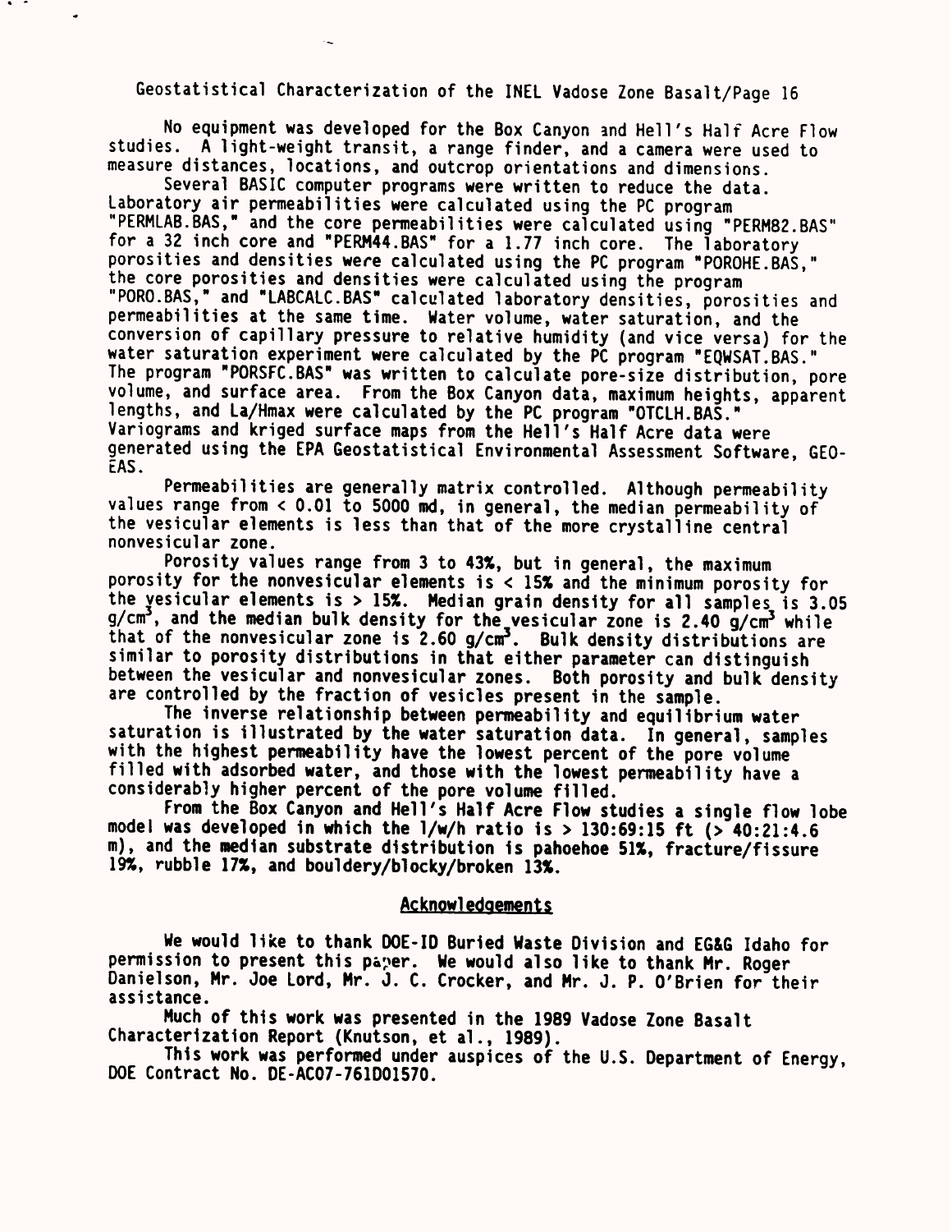No equipment was developed for the Box Canyon and Hell's Half Acre Flow studies. A light-weight transit, a range finder, and a camera were used to measure distances, locations, and outcrop orientations and dimensions.

Several BASIC computer programs were written to reduce the data. Laboratory air permeabilities were calculated using the PC program "PERMLAB.BAS," and the core permeabilities were calculated using "PERM82.BAS" for a 32 inch core and "PERM44.BAS" for a 1.77 inch core. The laboratory porosities and densities were calculated using the PC program "POROHE.BAS," the core porosities and densities were calculated using the program "PORO.BAS," and "LABCALC.BAS" calculated laboratory densities, porosities and permeabilities at the same time. Water volume, water saturation, and the conversion of capillary pressure to relative humidity (and vice versa) for the water saturation experiment were calculated by the PC program "EQWSAT.BAS." The program "PORSFC.BAS" was written to calculate pore-size distribution, pore volume, and surface area. From the Box Canyon data, maximum heights, apparent lengths, and La/Hmax were calculated by the PC program "OTCLH.BAS." Variograms and kriged surface maps from the Hell's Half Acre data were generated using the EPA Geostatistical Environmental Assessment Software, GEO-EAS.

Permeabilities are generally matrix controlled. Although permeability values range from < 0.01 to 5000 md, in general, the median permeability of the vesicular elements is less than that of the more crystalline central nonvesicular zone.

Porosity values range from 3 to 43%, but in general, the maximum porosity for the nonvesicular elements is < 15% and the minimum porosity for the vesicular elements is > 15%. Median grain density for all samples is 3.05 g/cm$^3$, and the median bulk density for the vesicular zone is 2.40 g/cm$^3$ while that of the nonvesicular zone is 2.60 g/cm$^3$. Bulk density distributions are similar to porosity distributions in that either parameter can distinguish between the vesicular and nonvesicular zones. Both porosity and bulk density are controlled by the fraction of vesicles present in the sample.

The inverse relationship between permeability and equilibrium water saturation is illustrated by the water saturation data. In general, samples with the highest permeability have the lowest percent of the pore volume filled with adsorbed water, and those with the lowest permeability have a considerably higher percent of the pore volume filled.

From the Box Canyon and Hell's Half Acre Flow studies a single flow lobe model was developed in which the l/w/h ratio is > 130:69:15 ft (> 40:21:4.6 m), and the median substrate distribution is pahoehoe 51%, fracture/fissure 19%, rubble 17%, and bouldery/blocky/broken 13%.

## Acknowledgements

We would like to thank DOE-ID Buried Waste Division and EG&G Idaho for permission to present this paper. We would also like to thank Mr. Roger Danielson, Mr. Joe Lord, Mr. J. C. Crocker, and Mr. J. P. O'Brien for their assistance.

Much of this work was presented in the 1989 Vadose Zone Basalt Characterization Report (Knutson, et al., 1989).

This work was performed under auspices of the U.S. Department of Energy, DOE Contract No. DE-AC07-76ID01570.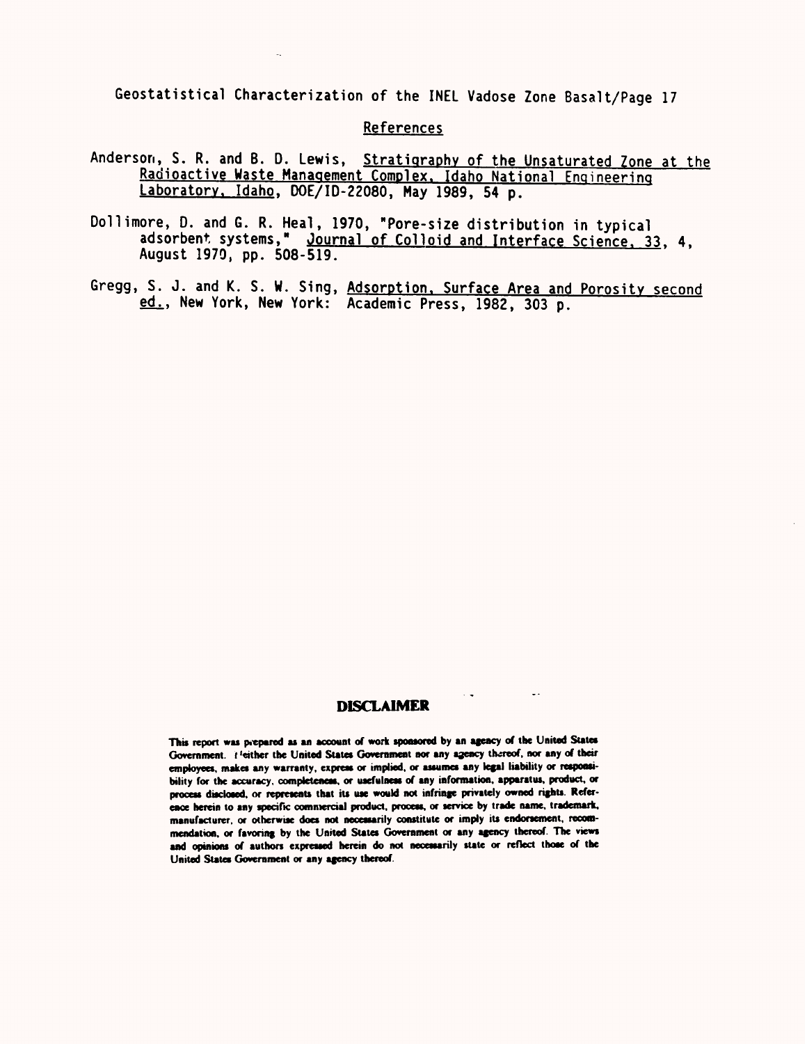## References

Anderson, S. R. and B. D. Lewis, Stratigraphy of the Unsaturated Zone at the Radioactive Waste Management Complex, Idaho National Engineering Laboratory, Idaho, DOE/ID-22080, May 1989, 54 p.

Dollimore, D. and G. R. Heal, 1970, "Pore-size distribution in typical adsorbent systems," Journal of Colloid and Interface Science, 33, 4, August 1970, pp. 508-519.

Gregg, S. J. and K. S. W. Sing, Adsorption, Surface Area and Porosity second ed., New York, New York: Academic Press, 1982, 303 p.

**DISCLAIMER**

This report was prepared as an account of work sponsored by an agency of the United States Government. Neither the United States Government nor any agency thereof, nor any of their employees, makes any warranty, express or implied, or assumes any legal liability or responsibility for the accuracy, completeness, or usefulness of any information, apparatus, product, or process disclosed, or represents that its use would not infringe privately owned rights. Reference herein to any specific commercial product, process, or service by trade name, trademark, manufacturer, or otherwise does not necessarily constitute or imply its endorsement, recommendation, or favoring by the United States Government or any agency thereof. The views and opinions of authors expressed herein do not necessarily state or reflect those of the United States Government or any agency thereof.